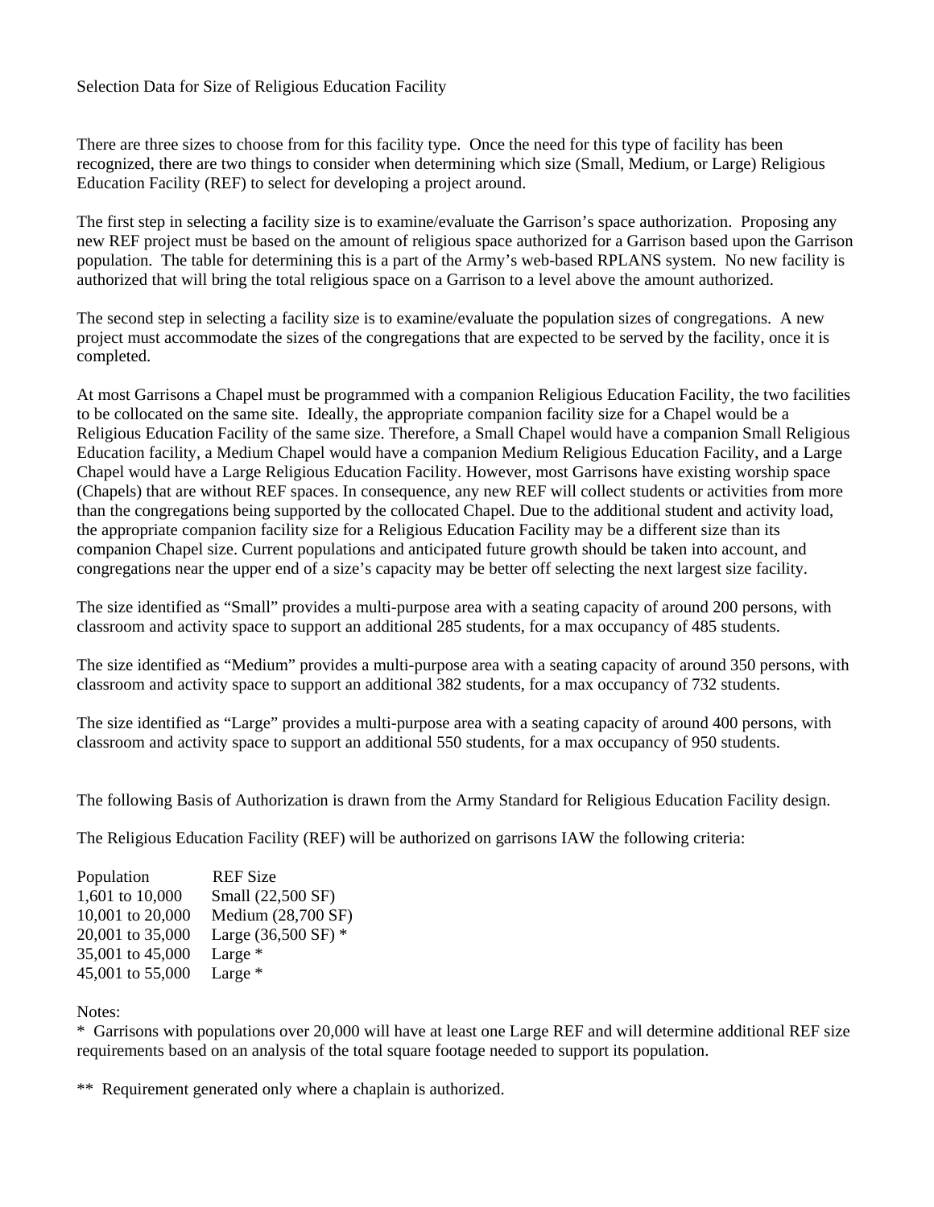Selection Data for Size of Religious Education Facility

There are three sizes to choose from for this facility type. Once the need for this type of facility has been recognized, there are two things to consider when determining which size (Small, Medium, or Large) Religious Education Facility (REF) to select for developing a project around.

The first step in selecting a facility size is to examine/evaluate the Garrison's space authorization. Proposing any new REF project must be based on the amount of religious space authorized for a Garrison based upon the Garrison population. The table for determining this is a part of the Army's web-based RPLANS system. No new facility is authorized that will bring the total religious space on a Garrison to a level above the amount authorized.

The second step in selecting a facility size is to examine/evaluate the population sizes of congregations. A new project must accommodate the sizes of the congregations that are expected to be served by the facility, once it is completed.

At most Garrisons a Chapel must be programmed with a companion Religious Education Facility, the two facilities to be collocated on the same site. Ideally, the appropriate companion facility size for a Chapel would be a Religious Education Facility of the same size. Therefore, a Small Chapel would have a companion Small Religious Education facility, a Medium Chapel would have a companion Medium Religious Education Facility, and a Large Chapel would have a Large Religious Education Facility. However, most Garrisons have existing worship space (Chapels) that are without REF spaces. In consequence, any new REF will collect students or activities from more than the congregations being supported by the collocated Chapel. Due to the additional student and activity load, the appropriate companion facility size for a Religious Education Facility may be a different size than its companion Chapel size. Current populations and anticipated future growth should be taken into account, and congregations near the upper end of a size's capacity may be better off selecting the next largest size facility.

The size identified as "Small" provides a multi-purpose area with a seating capacity of around 200 persons, with classroom and activity space to support an additional 285 students, for a max occupancy of 485 students.

The size identified as "Medium" provides a multi-purpose area with a seating capacity of around 350 persons, with classroom and activity space to support an additional 382 students, for a max occupancy of 732 students.

The size identified as "Large" provides a multi-purpose area with a seating capacity of around 400 persons, with classroom and activity space to support an additional 550 students, for a max occupancy of 950 students.

The following Basis of Authorization is drawn from the Army Standard for Religious Education Facility design.

The Religious Education Facility (REF) will be authorized on garrisons IAW the following criteria:

| Population | REF Size |
|---|---|
| 1,601 to 10,000 | Small (22,500 SF) |
| 10,001 to 20,000 | Medium (28,700 SF) |
| 20,001 to 35,000 | Large (36,500 SF) * |
| 35,001 to 45,000 | Large * |
| 45,001 to 55,000 | Large * |

Notes:

* Garrisons with populations over 20,000 will have at least one Large REF and will determine additional REF size requirements based on an analysis of the total square footage needed to support its population.

** Requirement generated only where a chaplain is authorized.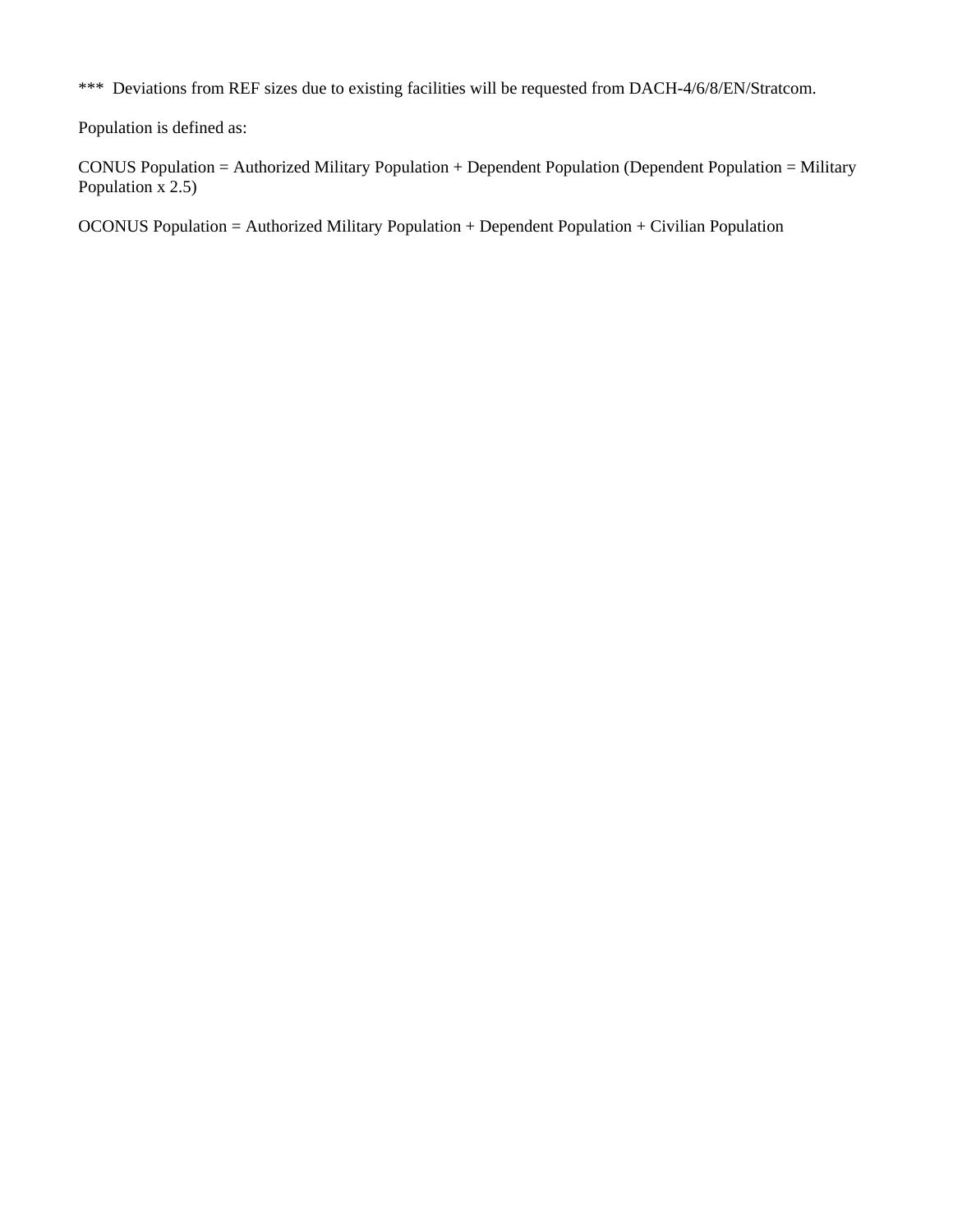*** Deviations from REF sizes due to existing facilities will be requested from DACH-4/6/8/EN/Stratcom.

Population is defined as:

CONUS Population = Authorized Military Population + Dependent Population (Dependent Population = Military Population x 2.5)

OCONUS Population = Authorized Military Population + Dependent Population + Civilian Population